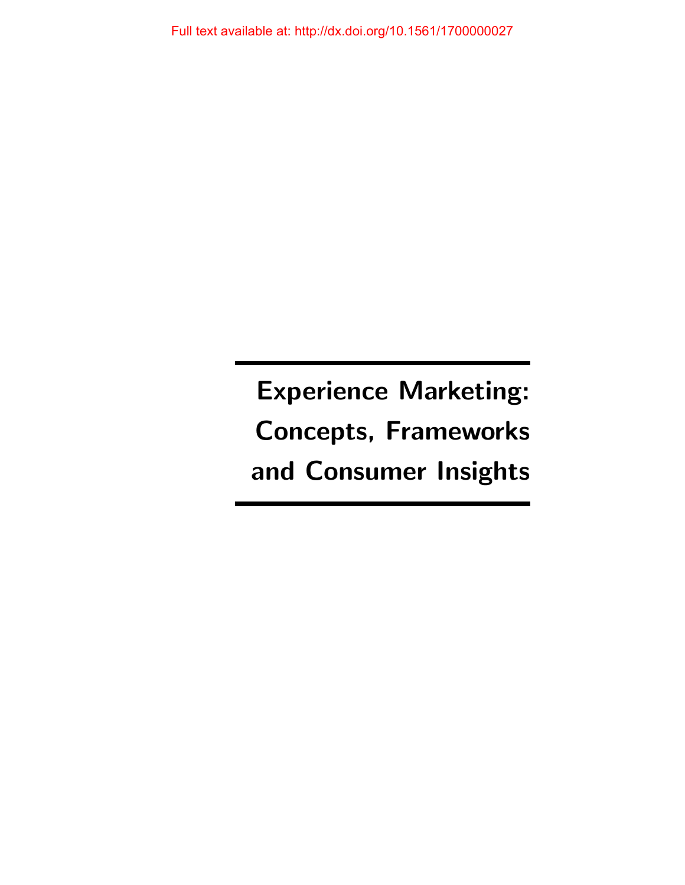Full text available at: http://dx.doi.org/10.1561/1700000027

# Experience Marketing: Concepts, Frameworks and Consumer Insights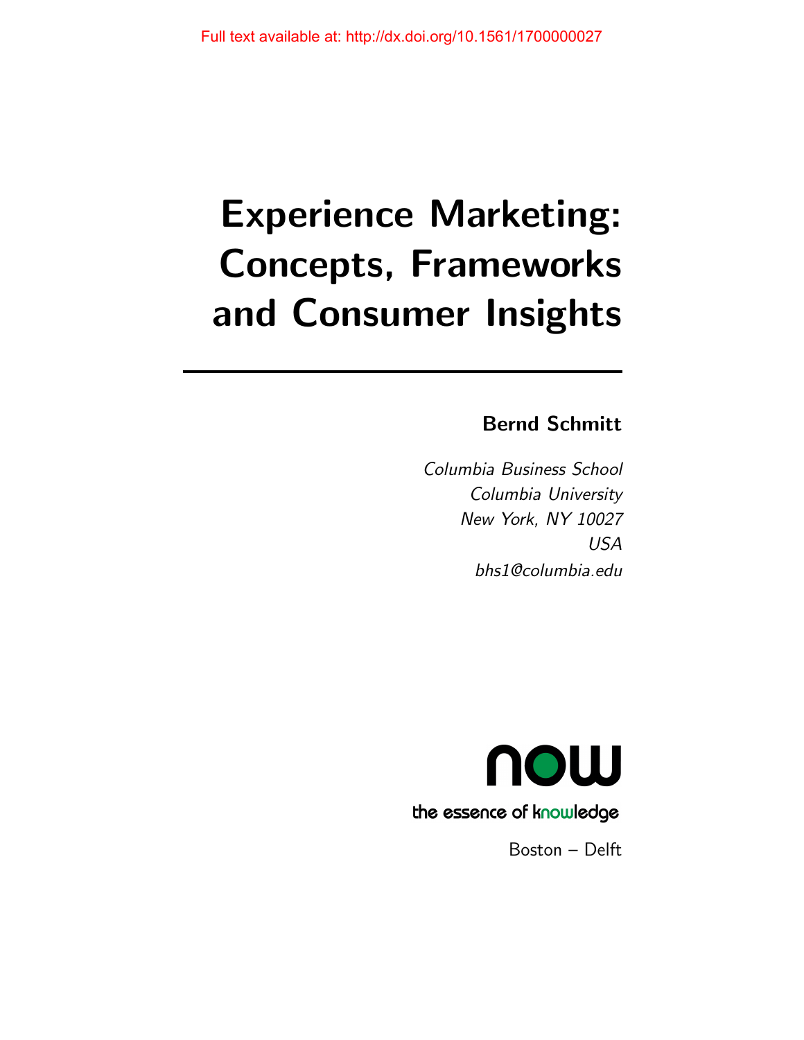Full text available at: http://dx.doi.org/10.1561/1700000027

# Experience Marketing: Concepts, Frameworks and Consumer Insights

**Bernd Schmitt**

*Columbia Business School*
*Columbia University*
*New York, NY 10027*
*USA*
*bhs1@columbia.edu*

now
the essence of knowledge

Boston – Delft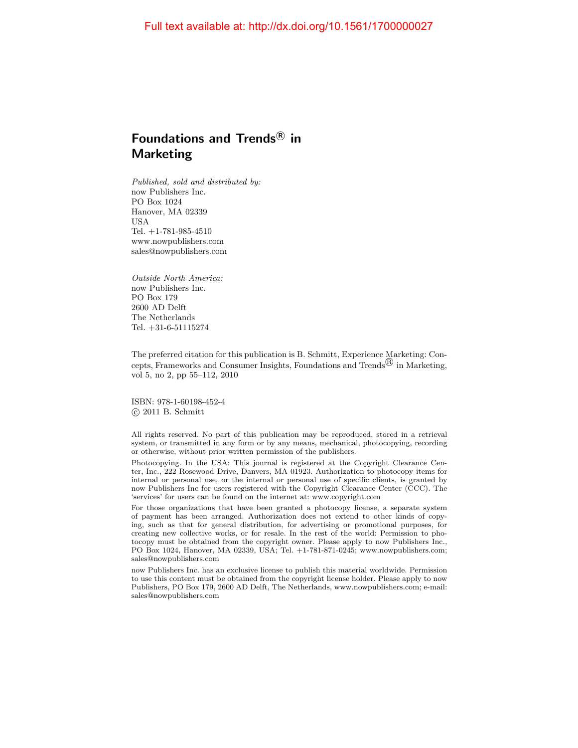Full text available at: http://dx.doi.org/10.1561/1700000027

# Foundations and Trends® in Marketing

*Published, sold and distributed by:*
now Publishers Inc.
PO Box 1024
Hanover, MA 02339
USA
Tel. +1-781-985-4510
www.nowpublishers.com
sales@nowpublishers.com

*Outside North America:*
now Publishers Inc.
PO Box 179
2600 AD Delft
The Netherlands
Tel. +31-6-51115274

The preferred citation for this publication is B. Schmitt, Experience Marketing: Concepts, Frameworks and Consumer Insights, Foundations and Trends® in Marketing, vol 5, no 2, pp 55–112, 2010

ISBN: 978-1-60198-452-4
© 2011 B. Schmitt

All rights reserved. No part of this publication may be reproduced, stored in a retrieval system, or transmitted in any form or by any means, mechanical, photocopying, recording or otherwise, without prior written permission of the publishers.

Photocopying. In the USA: This journal is registered at the Copyright Clearance Center, Inc., 222 Rosewood Drive, Danvers, MA 01923. Authorization to photocopy items for internal or personal use, or the internal or personal use of specific clients, is granted by now Publishers Inc for users registered with the Copyright Clearance Center (CCC). The 'services' for users can be found on the internet at: www.copyright.com

For those organizations that have been granted a photocopy license, a separate system of payment has been arranged. Authorization does not extend to other kinds of copying, such as that for general distribution, for advertising or promotional purposes, for creating new collective works, or for resale. In the rest of the world: Permission to photocopy must be obtained from the copyright owner. Please apply to now Publishers Inc., PO Box 1024, Hanover, MA 02339, USA; Tel. +1-781-871-0245; www.nowpublishers.com; sales@nowpublishers.com

now Publishers Inc. has an exclusive license to publish this material worldwide. Permission to use this content must be obtained from the copyright license holder. Please apply to now Publishers, PO Box 179, 2600 AD Delft, The Netherlands, www.nowpublishers.com; e-mail: sales@nowpublishers.com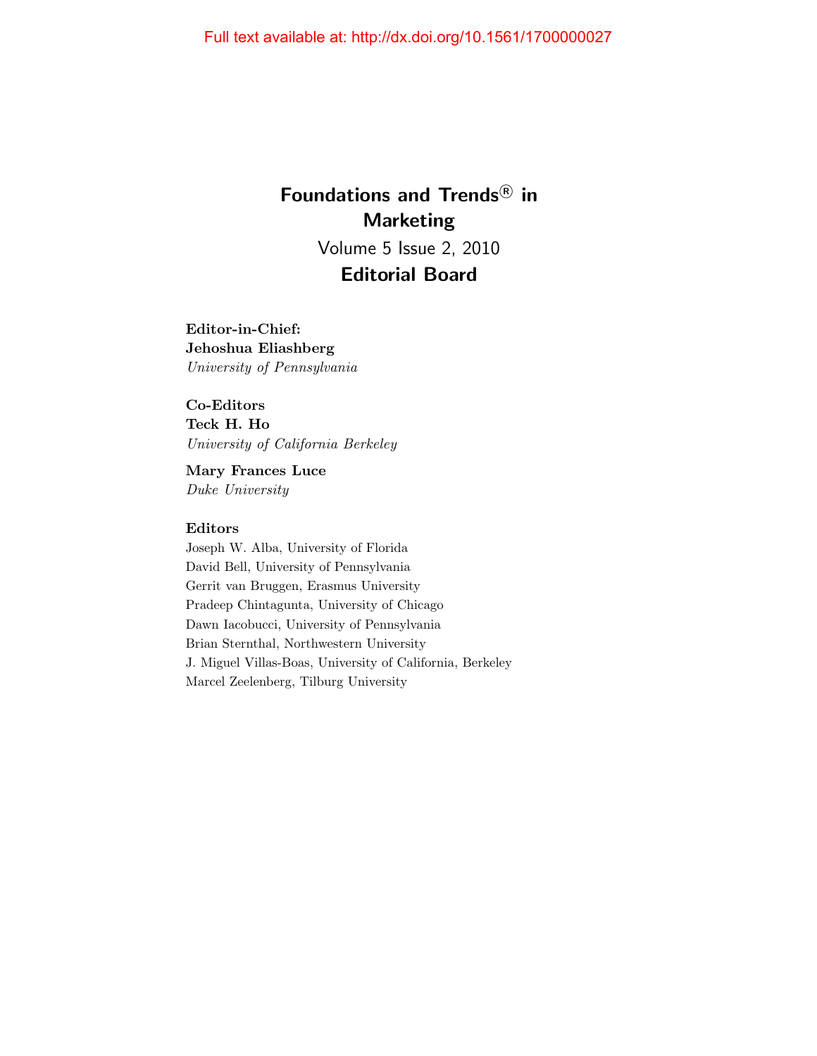# Foundations and Trends® in Marketing

Volume 5 Issue 2, 2010

## Editorial Board

**Editor-in-Chief:**
**Jehoshua Eliashberg**
*University of Pennsylvania*

**Co-Editors**
**Teck H. Ho**
*University of California Berkeley*

**Mary Frances Luce**
*Duke University*

**Editors**

Joseph W. Alba, University of Florida
David Bell, University of Pennsylvania
Gerrit van Bruggen, Erasmus University
Pradeep Chintagunta, University of Chicago
Dawn Iacobucci, University of Pennsylvania
Brian Sternthal, Northwestern University
J. Miguel Villas-Boas, University of California, Berkeley
Marcel Zeelenberg, Tilburg University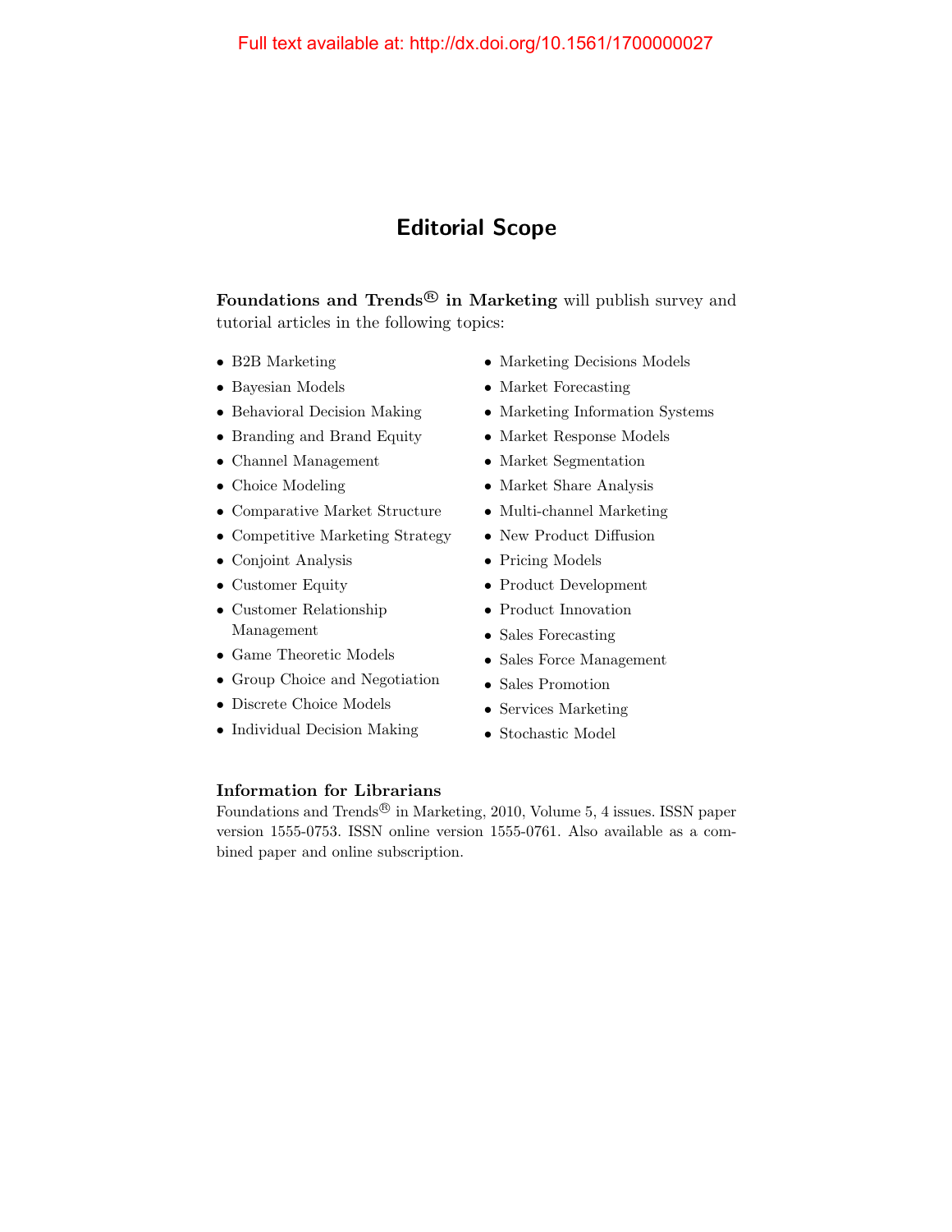# Editorial Scope

**Foundations and Trends® in Marketing** will publish survey and tutorial articles in the following topics:

- B2B Marketing
- Bayesian Models
- Behavioral Decision Making
- Branding and Brand Equity
- Channel Management
- Choice Modeling
- Comparative Market Structure
- Competitive Marketing Strategy
- Conjoint Analysis
- Customer Equity
- Customer Relationship Management
- Game Theoretic Models
- Group Choice and Negotiation
- Discrete Choice Models
- Individual Decision Making
- Marketing Decisions Models
- Market Forecasting
- Marketing Information Systems
- Market Response Models
- Market Segmentation
- Market Share Analysis
- Multi-channel Marketing
- New Product Diffusion
- Pricing Models
- Product Development
- Product Innovation
- Sales Forecasting
- Sales Force Management
- Sales Promotion
- Services Marketing
- Stochastic Model

### Information for Librarians

Foundations and Trends® in Marketing, 2010, Volume 5, 4 issues. ISSN paper version 1555-0753. ISSN online version 1555-0761. Also available as a combined paper and online subscription.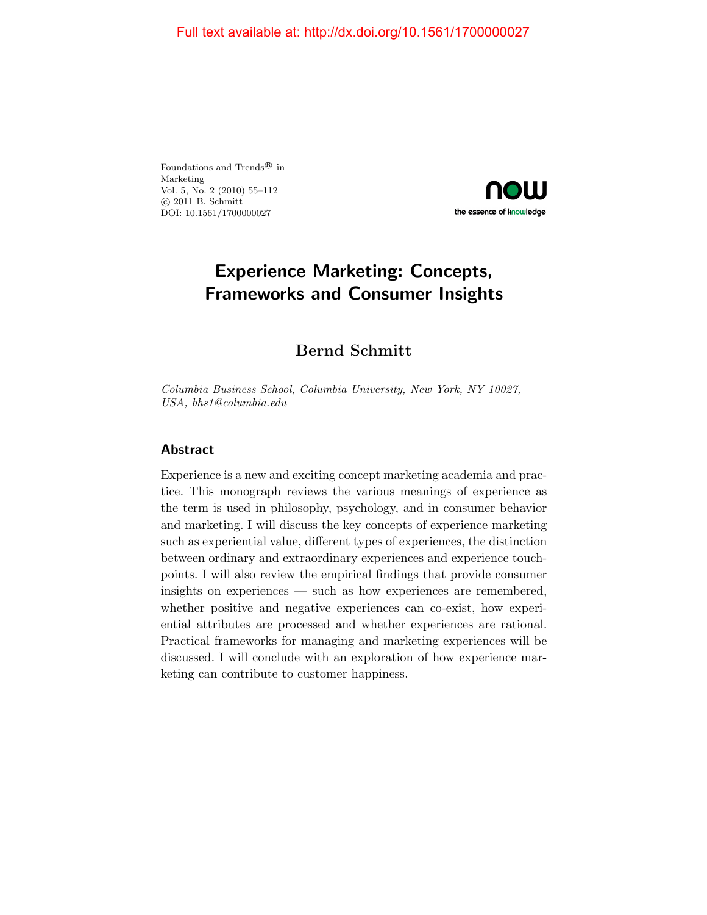Full text available at: http://dx.doi.org/10.1561/1700000027

Foundations and Trends® in Marketing
Vol. 5, No. 2 (2010) 55–112
© 2011 B. Schmitt
DOI: 10.1561/1700000027

# Experience Marketing: Concepts, Frameworks and Consumer Insights

**Bernd Schmitt**

*Columbia Business School, Columbia University, New York, NY 10027, USA, bhs1@columbia.edu*

## Abstract

Experience is a new and exciting concept marketing academia and practice. This monograph reviews the various meanings of experience as the term is used in philosophy, psychology, and in consumer behavior and marketing. I will discuss the key concepts of experience marketing such as experiential value, different types of experiences, the distinction between ordinary and extraordinary experiences and experience touchpoints. I will also review the empirical findings that provide consumer insights on experiences — such as how experiences are remembered, whether positive and negative experiences can co-exist, how experiential attributes are processed and whether experiences are rational. Practical frameworks for managing and marketing experiences will be discussed. I will conclude with an exploration of how experience marketing can contribute to customer happiness.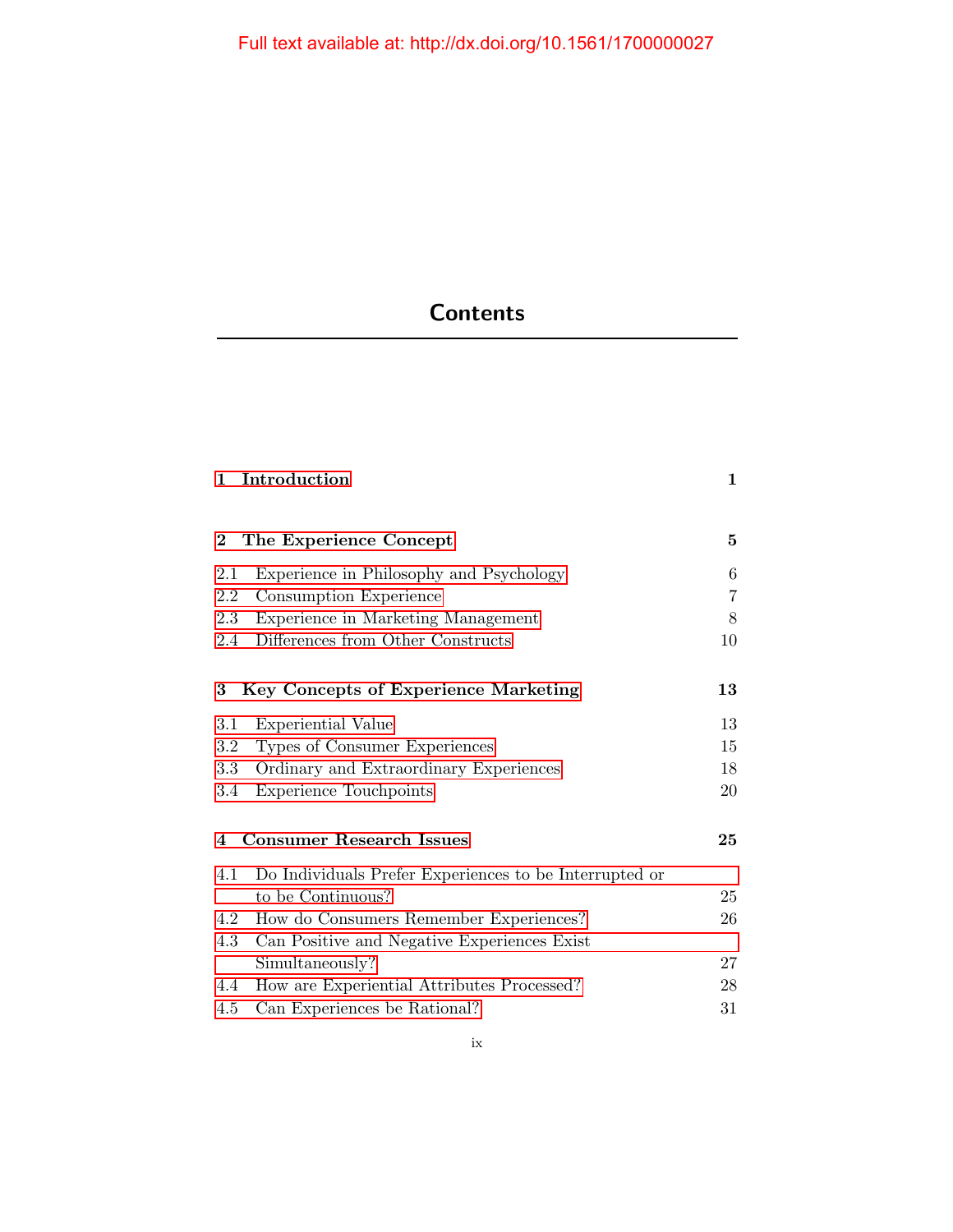Full text available at: http://dx.doi.org/10.1561/1700000027

# Contents

**1 Introduction** **1**

**2 The Experience Concept** **5**

2.1 Experience in Philosophy and Psychology 6

2.2 Consumption Experience 7

2.3 Experience in Marketing Management 8

2.4 Differences from Other Constructs 10

**3 Key Concepts of Experience Marketing** **13**

3.1 Experiential Value 13

3.2 Types of Consumer Experiences 15

3.3 Ordinary and Extraordinary Experiences 18

3.4 Experience Touchpoints 20

**4 Consumer Research Issues** **25**

4.1 Do Individuals Prefer Experiences to be Interrupted or to be Continuous? 25

4.2 How do Consumers Remember Experiences? 26

4.3 Can Positive and Negative Experiences Exist Simultaneously? 27

4.4 How are Experiential Attributes Processed? 28

4.5 Can Experiences be Rational? 31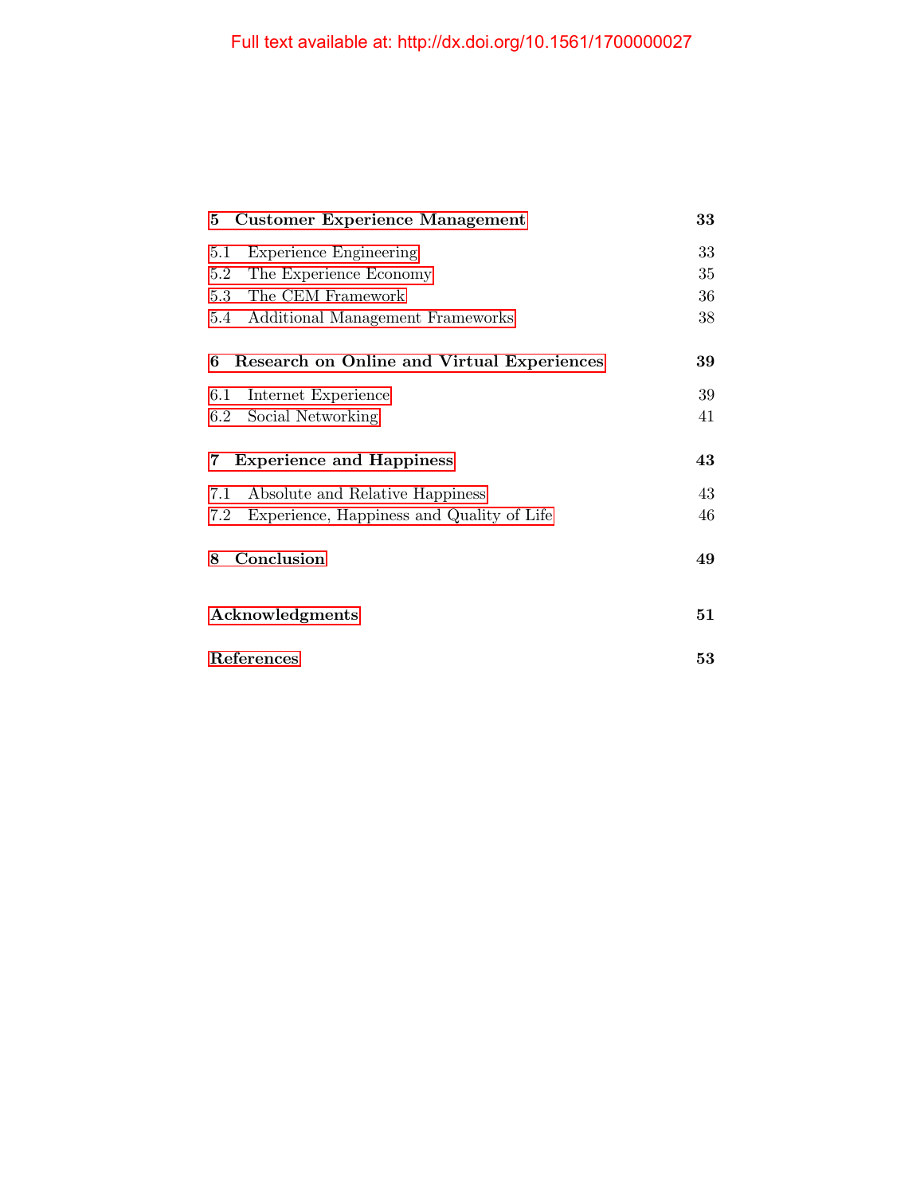| | |
|---|---|
| **5 Customer Experience Management** | **33** |
| 5.1 Experience Engineering | 33 |
| 5.2 The Experience Economy | 35 |
| 5.3 The CEM Framework | 36 |
| 5.4 Additional Management Frameworks | 38 |
| **6 Research on Online and Virtual Experiences** | **39** |
| 6.1 Internet Experience | 39 |
| 6.2 Social Networking | 41 |
| **7 Experience and Happiness** | **43** |
| 7.1 Absolute and Relative Happiness | 43 |
| 7.2 Experience, Happiness and Quality of Life | 46 |
| **8 Conclusion** | **49** |
| **Acknowledgments** | **51** |
| **References** | **53** |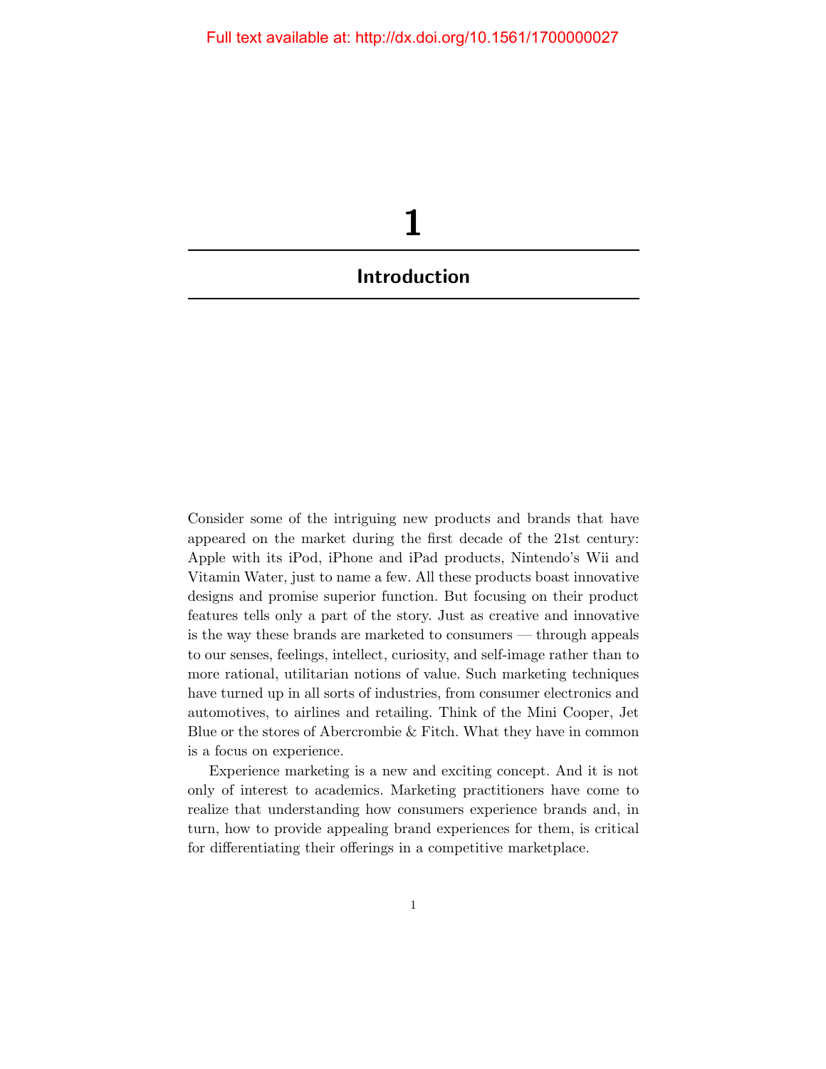# 1

## Introduction

Consider some of the intriguing new products and brands that have appeared on the market during the first decade of the 21st century: Apple with its iPod, iPhone and iPad products, Nintendo's Wii and Vitamin Water, just to name a few. All these products boast innovative designs and promise superior function. But focusing on their product features tells only a part of the story. Just as creative and innovative is the way these brands are marketed to consumers — through appeals to our senses, feelings, intellect, curiosity, and self-image rather than to more rational, utilitarian notions of value. Such marketing techniques have turned up in all sorts of industries, from consumer electronics and automotives, to airlines and retailing. Think of the Mini Cooper, Jet Blue or the stores of Abercrombie & Fitch. What they have in common is a focus on experience.

Experience marketing is a new and exciting concept. And it is not only of interest to academics. Marketing practitioners have come to realize that understanding how consumers experience brands and, in turn, how to provide appealing brand experiences for them, is critical for differentiating their offerings in a competitive marketplace.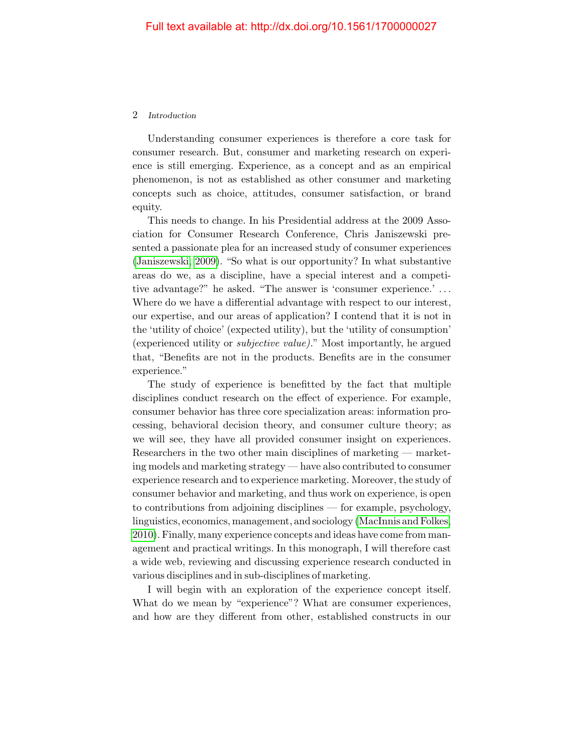Understanding consumer experiences is therefore a core task for consumer research. But, consumer and marketing research on experience is still emerging. Experience, as a concept and as an empirical phenomenon, is not as established as other consumer and marketing concepts such as choice, attitudes, consumer satisfaction, or brand equity.

This needs to change. In his Presidential address at the 2009 Association for Consumer Research Conference, Chris Janiszewski presented a passionate plea for an increased study of consumer experiences (Janiszewski, 2009). "So what is our opportunity? In what substantive areas do we, as a discipline, have a special interest and a competitive advantage?" he asked. "The answer is 'consumer experience.' ... Where do we have a differential advantage with respect to our interest, our expertise, and our areas of application? I contend that it is not in the 'utility of choice' (expected utility), but the 'utility of consumption' (experienced utility or *subjective value).*" Most importantly, he argued that, "Benefits are not in the products. Benefits are in the consumer experience."

The study of experience is benefitted by the fact that multiple disciplines conduct research on the effect of experience. For example, consumer behavior has three core specialization areas: information processing, behavioral decision theory, and consumer culture theory; as we will see, they have all provided consumer insight on experiences. Researchers in the two other main disciplines of marketing — marketing models and marketing strategy — have also contributed to consumer experience research and to experience marketing. Moreover, the study of consumer behavior and marketing, and thus work on experience, is open to contributions from adjoining disciplines — for example, psychology, linguistics, economics, management, and sociology (MacInnis and Folkes, 2010). Finally, many experience concepts and ideas have come from management and practical writings. In this monograph, I will therefore cast a wide web, reviewing and discussing experience research conducted in various disciplines and in sub-disciplines of marketing.

I will begin with an exploration of the experience concept itself. What do we mean by "experience"? What are consumer experiences, and how are they different from other, established constructs in our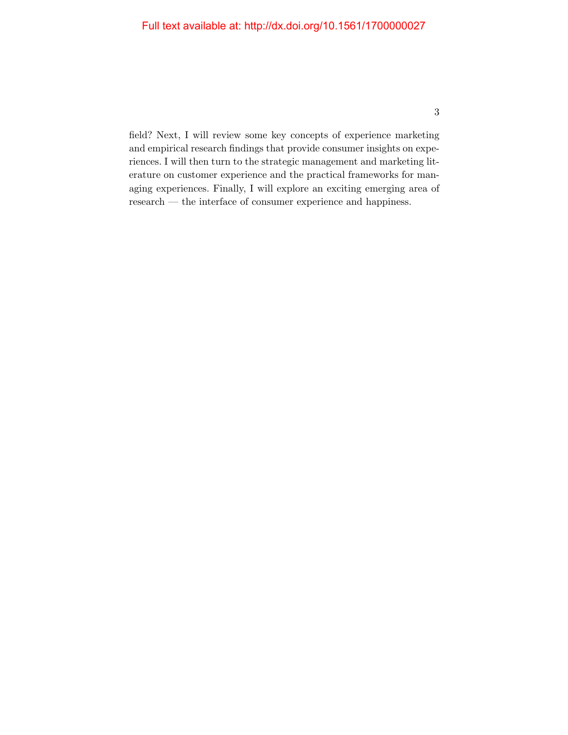field? Next, I will review some key concepts of experience marketing and empirical research findings that provide consumer insights on experiences. I will then turn to the strategic management and marketing literature on customer experience and the practical frameworks for managing experiences. Finally, I will explore an exciting emerging area of research — the interface of consumer experience and happiness.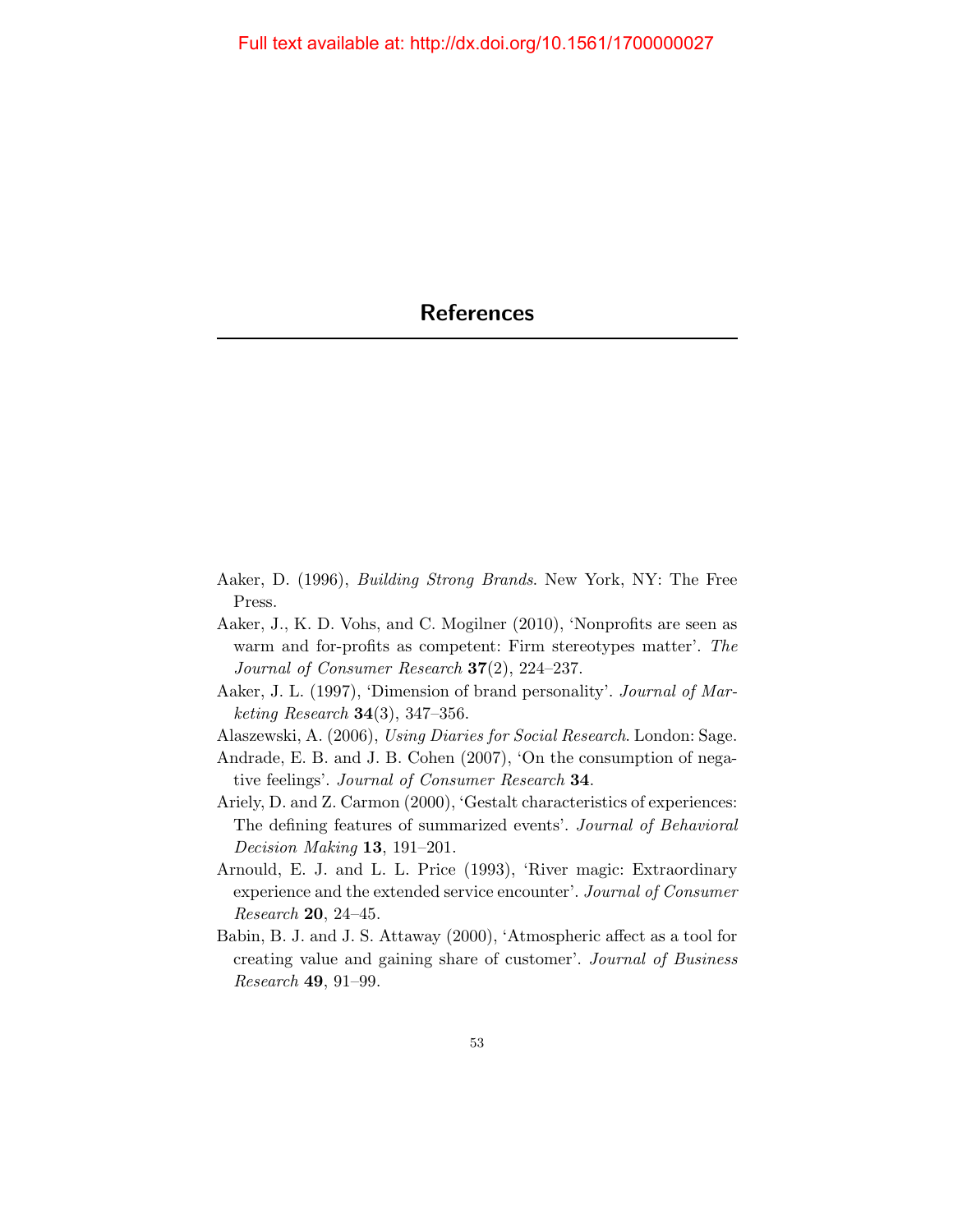# References

Aaker, D. (1996), *Building Strong Brands*. New York, NY: The Free Press.

Aaker, J., K. D. Vohs, and C. Mogilner (2010), 'Nonprofits are seen as warm and for-profits as competent: Firm stereotypes matter'. *The Journal of Consumer Research* **37**(2), 224–237.

Aaker, J. L. (1997), 'Dimension of brand personality'. *Journal of Marketing Research* **34**(3), 347–356.

Alaszewski, A. (2006), *Using Diaries for Social Research*. London: Sage.

Andrade, E. B. and J. B. Cohen (2007), 'On the consumption of negative feelings'. *Journal of Consumer Research* **34**.

Ariely, D. and Z. Carmon (2000), 'Gestalt characteristics of experiences: The defining features of summarized events'. *Journal of Behavioral Decision Making* **13**, 191–201.

Arnould, E. J. and L. L. Price (1993), 'River magic: Extraordinary experience and the extended service encounter'. *Journal of Consumer Research* **20**, 24–45.

Babin, B. J. and J. S. Attaway (2000), 'Atmospheric affect as a tool for creating value and gaining share of customer'. *Journal of Business Research* **49**, 91–99.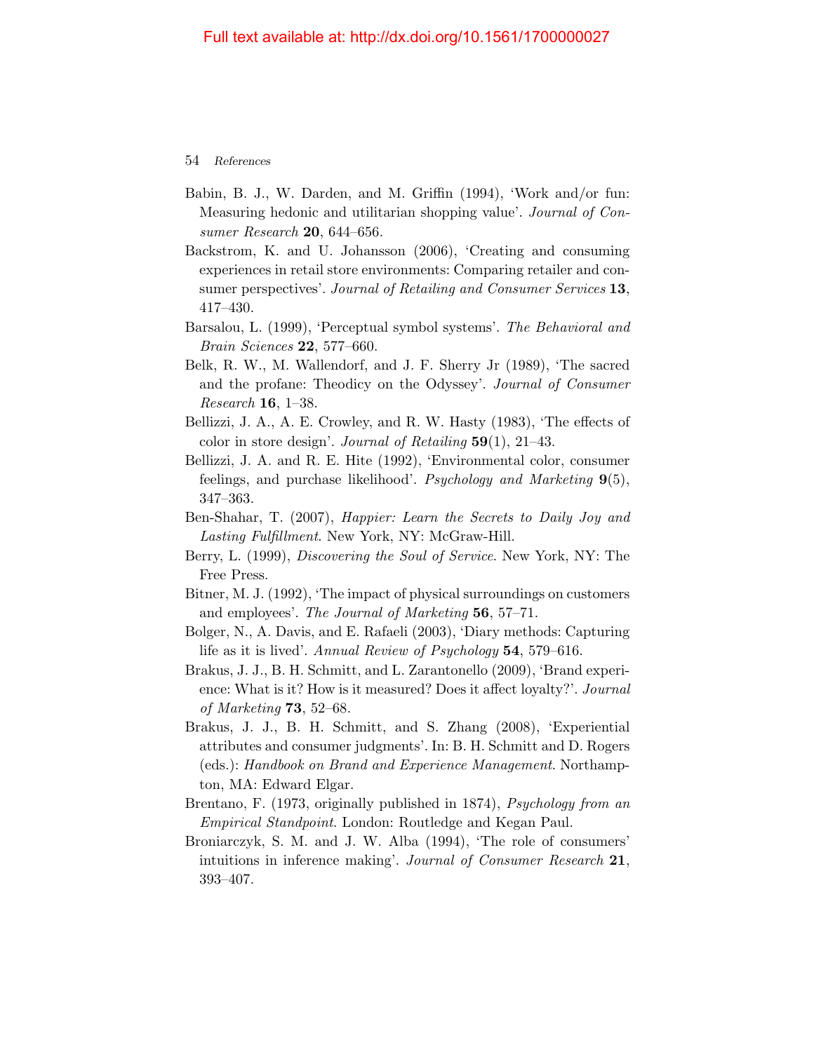Babin, B. J., W. Darden, and M. Griffin (1994), 'Work and/or fun: Measuring hedonic and utilitarian shopping value'. *Journal of Consumer Research* **20**, 644–656.

Backstrom, K. and U. Johansson (2006), 'Creating and consuming experiences in retail store environments: Comparing retailer and consumer perspectives'. *Journal of Retailing and Consumer Services* **13**, 417–430.

Barsalou, L. (1999), 'Perceptual symbol systems'. *The Behavioral and Brain Sciences* **22**, 577–660.

Belk, R. W., M. Wallendorf, and J. F. Sherry Jr (1989), 'The sacred and the profane: Theodicy on the Odyssey'. *Journal of Consumer Research* **16**, 1–38.

Bellizzi, J. A., A. E. Crowley, and R. W. Hasty (1983), 'The effects of color in store design'. *Journal of Retailing* **59**(1), 21–43.

Bellizzi, J. A. and R. E. Hite (1992), 'Environmental color, consumer feelings, and purchase likelihood'. *Psychology and Marketing* **9**(5), 347–363.

Ben-Shahar, T. (2007), *Happier: Learn the Secrets to Daily Joy and Lasting Fulfillment*. New York, NY: McGraw-Hill.

Berry, L. (1999), *Discovering the Soul of Service*. New York, NY: The Free Press.

Bitner, M. J. (1992), 'The impact of physical surroundings on customers and employees'. *The Journal of Marketing* **56**, 57–71.

Bolger, N., A. Davis, and E. Rafaeli (2003), 'Diary methods: Capturing life as it is lived'. *Annual Review of Psychology* **54**, 579–616.

Brakus, J. J., B. H. Schmitt, and L. Zarantonello (2009), 'Brand experience: What is it? How is it measured? Does it affect loyalty?'. *Journal of Marketing* **73**, 52–68.

Brakus, J. J., B. H. Schmitt, and S. Zhang (2008), 'Experiential attributes and consumer judgments'. In: B. H. Schmitt and D. Rogers (eds.): *Handbook on Brand and Experience Management*. Northampton, MA: Edward Elgar.

Brentano, F. (1973, originally published in 1874), *Psychology from an Empirical Standpoint*. London: Routledge and Kegan Paul.

Broniarczyk, S. M. and J. W. Alba (1994), 'The role of consumers' intuitions in inference making'. *Journal of Consumer Research* **21**, 393–407.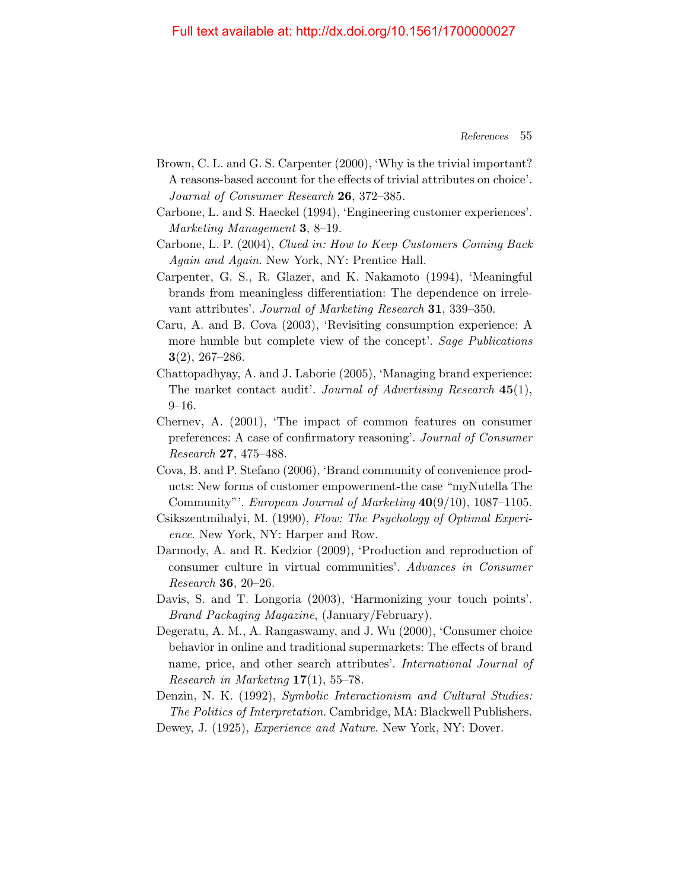Brown, C. L. and G. S. Carpenter (2000), 'Why is the trivial important? A reasons-based account for the effects of trivial attributes on choice'. *Journal of Consumer Research* **26**, 372–385.

Carbone, L. and S. Haeckel (1994), 'Engineering customer experiences'. *Marketing Management* **3**, 8–19.

Carbone, L. P. (2004), *Clued in: How to Keep Customers Coming Back Again and Again*. New York, NY: Prentice Hall.

Carpenter, G. S., R. Glazer, and K. Nakamoto (1994), 'Meaningful brands from meaningless differentiation: The dependence on irrelevant attributes'. *Journal of Marketing Research* **31**, 339–350.

Caru, A. and B. Cova (2003), 'Revisiting consumption experience: A more humble but complete view of the concept'. *Sage Publications* **3**(2), 267–286.

Chattopadhyay, A. and J. Laborie (2005), 'Managing brand experience: The market contact audit'. *Journal of Advertising Research* **45**(1), 9–16.

Chernev, A. (2001), 'The impact of common features on consumer preferences: A case of confirmatory reasoning'. *Journal of Consumer Research* **27**, 475–488.

Cova, B. and P. Stefano (2006), 'Brand community of convenience products: New forms of customer empowerment-the case "myNutella The Community"'. *European Journal of Marketing* **40**(9/10), 1087–1105.

Csikszentmihalyi, M. (1990), *Flow: The Psychology of Optimal Experience*. New York, NY: Harper and Row.

Darmody, A. and R. Kedzior (2009), 'Production and reproduction of consumer culture in virtual communities'. *Advances in Consumer Research* **36**, 20–26.

Davis, S. and T. Longoria (2003), 'Harmonizing your touch points'. *Brand Packaging Magazine*, (January/February).

Degeratu, A. M., A. Rangaswamy, and J. Wu (2000), 'Consumer choice behavior in online and traditional supermarkets: The effects of brand name, price, and other search attributes'. *International Journal of Research in Marketing* **17**(1), 55–78.

Denzin, N. K. (1992), *Symbolic Interactionism and Cultural Studies: The Politics of Interpretation*. Cambridge, MA: Blackwell Publishers.

Dewey, J. (1925), *Experience and Nature*. New York, NY: Dover.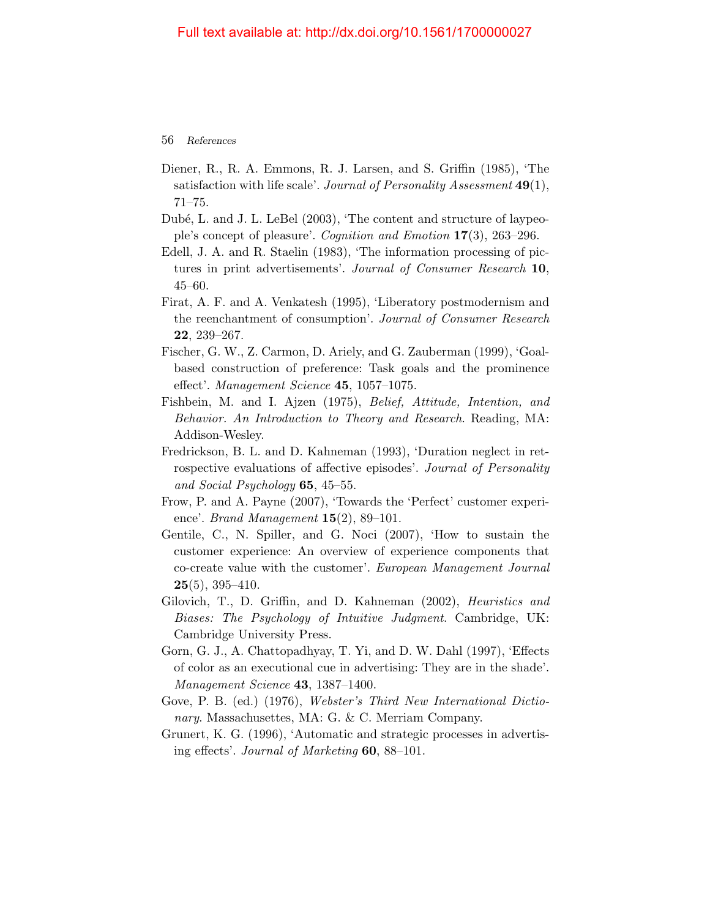Diener, R., R. A. Emmons, R. J. Larsen, and S. Griffin (1985), 'The satisfaction with life scale'. *Journal of Personality Assessment* **49**(1), 71–75.

Dubé, L. and J. L. LeBel (2003), 'The content and structure of laypeople's concept of pleasure'. *Cognition and Emotion* **17**(3), 263–296.

Edell, J. A. and R. Staelin (1983), 'The information processing of pictures in print advertisements'. *Journal of Consumer Research* **10**, 45–60.

Firat, A. F. and A. Venkatesh (1995), 'Liberatory postmodernism and the reenchantment of consumption'. *Journal of Consumer Research* **22**, 239–267.

Fischer, G. W., Z. Carmon, D. Ariely, and G. Zauberman (1999), 'Goal-based construction of preference: Task goals and the prominence effect'. *Management Science* **45**, 1057–1075.

Fishbein, M. and I. Ajzen (1975), *Belief, Attitude, Intention, and Behavior. An Introduction to Theory and Research*. Reading, MA: Addison-Wesley.

Fredrickson, B. L. and D. Kahneman (1993), 'Duration neglect in retrospective evaluations of affective episodes'. *Journal of Personality and Social Psychology* **65**, 45–55.

Frow, P. and A. Payne (2007), 'Towards the 'Perfect' customer experience'. *Brand Management* **15**(2), 89–101.

Gentile, C., N. Spiller, and G. Noci (2007), 'How to sustain the customer experience: An overview of experience components that co-create value with the customer'. *European Management Journal* **25**(5), 395–410.

Gilovich, T., D. Griffin, and D. Kahneman (2002), *Heuristics and Biases: The Psychology of Intuitive Judgment*. Cambridge, UK: Cambridge University Press.

Gorn, G. J., A. Chattopadhyay, T. Yi, and D. W. Dahl (1997), 'Effects of color as an executional cue in advertising: They are in the shade'. *Management Science* **43**, 1387–1400.

Gove, P. B. (ed.) (1976), *Webster's Third New International Dictionary*. Massachusettes, MA: G. & C. Merriam Company.

Grunert, K. G. (1996), 'Automatic and strategic processes in advertising effects'. *Journal of Marketing* **60**, 88–101.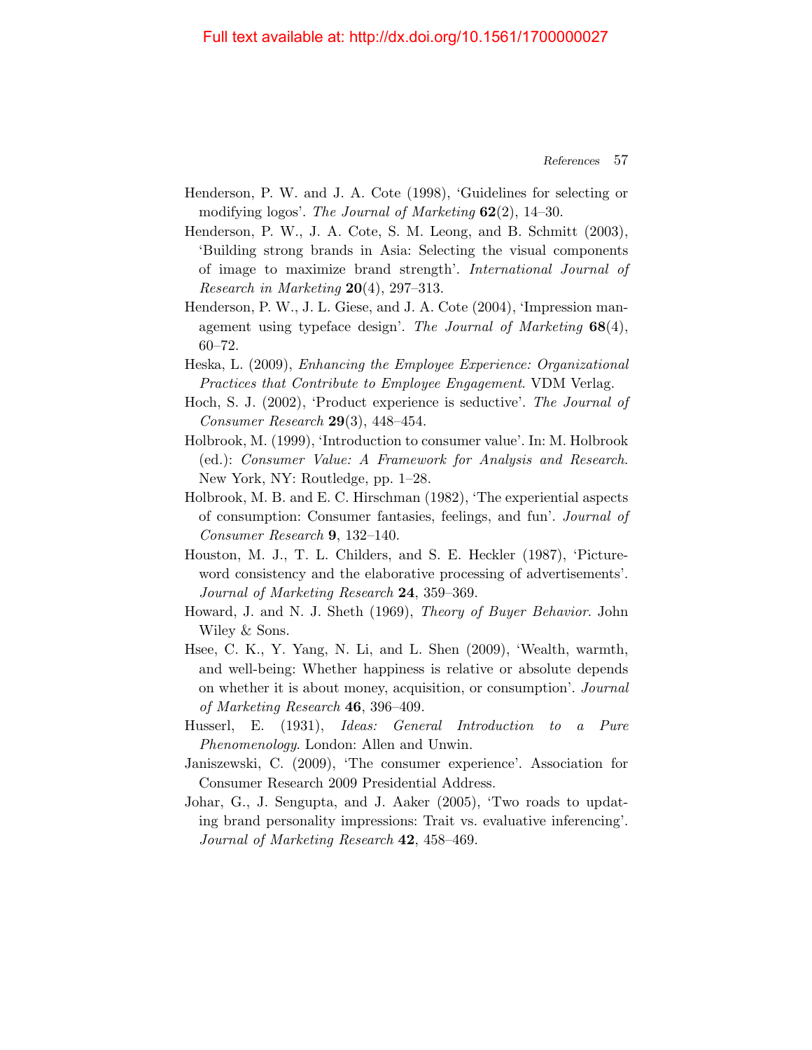Henderson, P. W. and J. A. Cote (1998), 'Guidelines for selecting or modifying logos'. *The Journal of Marketing* **62**(2), 14–30.

Henderson, P. W., J. A. Cote, S. M. Leong, and B. Schmitt (2003), 'Building strong brands in Asia: Selecting the visual components of image to maximize brand strength'. *International Journal of Research in Marketing* **20**(4), 297–313.

Henderson, P. W., J. L. Giese, and J. A. Cote (2004), 'Impression management using typeface design'. *The Journal of Marketing* **68**(4), 60–72.

Heska, L. (2009), *Enhancing the Employee Experience: Organizational Practices that Contribute to Employee Engagement*. VDM Verlag.

Hoch, S. J. (2002), 'Product experience is seductive'. *The Journal of Consumer Research* **29**(3), 448–454.

Holbrook, M. (1999), 'Introduction to consumer value'. In: M. Holbrook (ed.): *Consumer Value: A Framework for Analysis and Research*. New York, NY: Routledge, pp. 1–28.

Holbrook, M. B. and E. C. Hirschman (1982), 'The experiential aspects of consumption: Consumer fantasies, feelings, and fun'. *Journal of Consumer Research* **9**, 132–140.

Houston, M. J., T. L. Childers, and S. E. Heckler (1987), 'Picture-word consistency and the elaborative processing of advertisements'. *Journal of Marketing Research* **24**, 359–369.

Howard, J. and N. J. Sheth (1969), *Theory of Buyer Behavior*. John Wiley & Sons.

Hsee, C. K., Y. Yang, N. Li, and L. Shen (2009), 'Wealth, warmth, and well-being: Whether happiness is relative or absolute depends on whether it is about money, acquisition, or consumption'. *Journal of Marketing Research* **46**, 396–409.

Husserl, E. (1931), *Ideas: General Introduction to a Pure Phenomenology*. London: Allen and Unwin.

Janiszewski, C. (2009), 'The consumer experience'. Association for Consumer Research 2009 Presidential Address.

Johar, G., J. Sengupta, and J. Aaker (2005), 'Two roads to updating brand personality impressions: Trait vs. evaluative inferencing'. *Journal of Marketing Research* **42**, 458–469.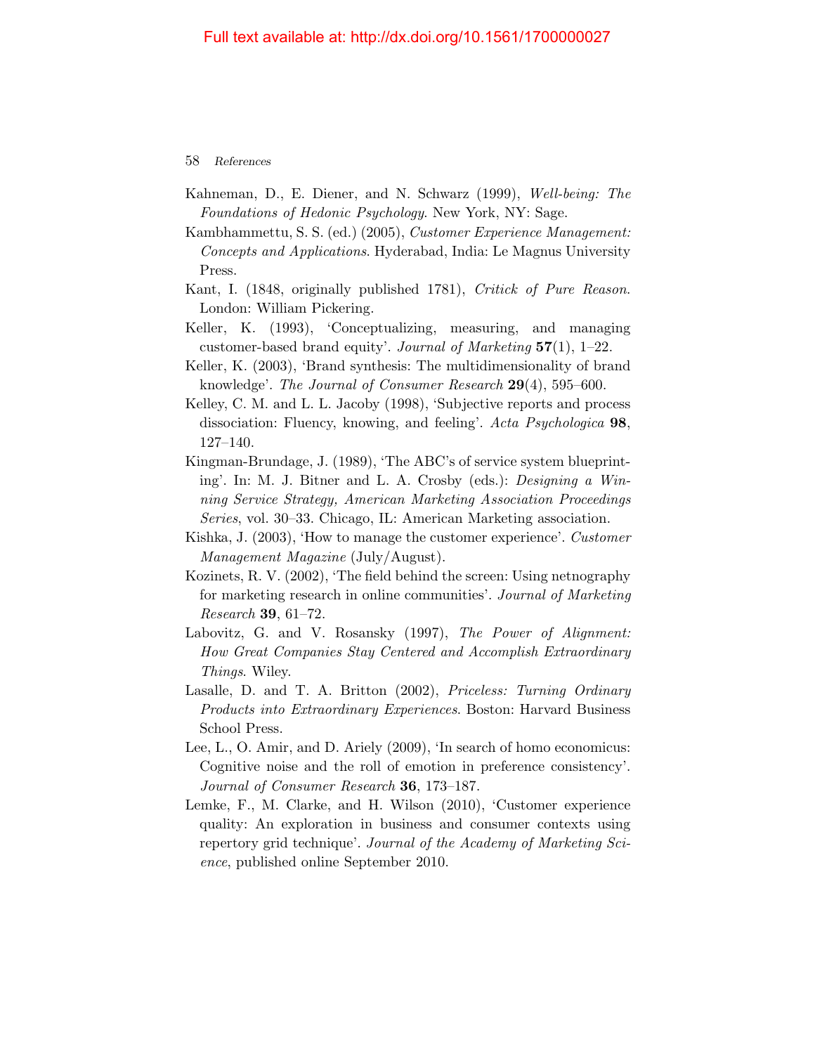Kahneman, D., E. Diener, and N. Schwarz (1999), *Well-being: The Foundations of Hedonic Psychology*. New York, NY: Sage.

Kambhammettu, S. S. (ed.) (2005), *Customer Experience Management: Concepts and Applications*. Hyderabad, India: Le Magnus University Press.

Kant, I. (1848, originally published 1781), *Critick of Pure Reason*. London: William Pickering.

Keller, K. (1993), 'Conceptualizing, measuring, and managing customer-based brand equity'. *Journal of Marketing* **57**(1), 1–22.

Keller, K. (2003), 'Brand synthesis: The multidimensionality of brand knowledge'. *The Journal of Consumer Research* **29**(4), 595–600.

Kelley, C. M. and L. L. Jacoby (1998), 'Subjective reports and process dissociation: Fluency, knowing, and feeling'. *Acta Psychologica* **98**, 127–140.

Kingman-Brundage, J. (1989), 'The ABC's of service system blueprinting'. In: M. J. Bitner and L. A. Crosby (eds.): *Designing a Winning Service Strategy, American Marketing Association Proceedings Series*, vol. 30–33. Chicago, IL: American Marketing association.

Kishka, J. (2003), 'How to manage the customer experience'. *Customer Management Magazine* (July/August).

Kozinets, R. V. (2002), 'The field behind the screen: Using netnography for marketing research in online communities'. *Journal of Marketing Research* **39**, 61–72.

Labovitz, G. and V. Rosansky (1997), *The Power of Alignment: How Great Companies Stay Centered and Accomplish Extraordinary Things*. Wiley.

Lasalle, D. and T. A. Britton (2002), *Priceless: Turning Ordinary Products into Extraordinary Experiences*. Boston: Harvard Business School Press.

Lee, L., O. Amir, and D. Ariely (2009), 'In search of homo economicus: Cognitive noise and the roll of emotion in preference consistency'. *Journal of Consumer Research* **36**, 173–187.

Lemke, F., M. Clarke, and H. Wilson (2010), 'Customer experience quality: An exploration in business and consumer contexts using repertory grid technique'. *Journal of the Academy of Marketing Science*, published online September 2010.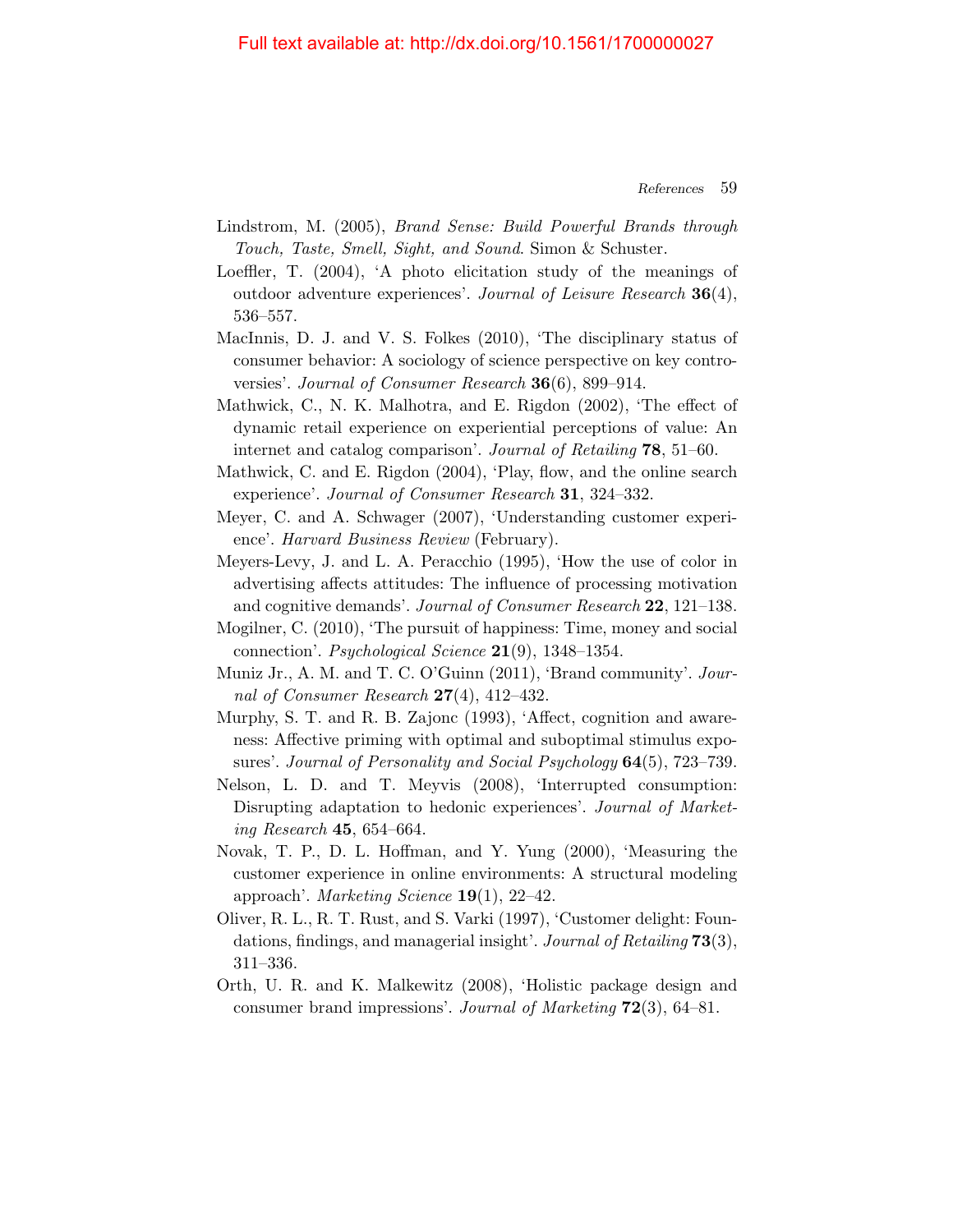Lindstrom, M. (2005), *Brand Sense: Build Powerful Brands through Touch, Taste, Smell, Sight, and Sound*. Simon & Schuster.

Loeffler, T. (2004), 'A photo elicitation study of the meanings of outdoor adventure experiences'. *Journal of Leisure Research* **36**(4), 536–557.

MacInnis, D. J. and V. S. Folkes (2010), 'The disciplinary status of consumer behavior: A sociology of science perspective on key controversies'. *Journal of Consumer Research* **36**(6), 899–914.

Mathwick, C., N. K. Malhotra, and E. Rigdon (2002), 'The effect of dynamic retail experience on experiential perceptions of value: An internet and catalog comparison'. *Journal of Retailing* **78**, 51–60.

Mathwick, C. and E. Rigdon (2004), 'Play, flow, and the online search experience'. *Journal of Consumer Research* **31**, 324–332.

Meyer, C. and A. Schwager (2007), 'Understanding customer experience'. *Harvard Business Review* (February).

Meyers-Levy, J. and L. A. Peracchio (1995), 'How the use of color in advertising affects attitudes: The influence of processing motivation and cognitive demands'. *Journal of Consumer Research* **22**, 121–138.

Mogilner, C. (2010), 'The pursuit of happiness: Time, money and social connection'. *Psychological Science* **21**(9), 1348–1354.

Muniz Jr., A. M. and T. C. O'Guinn (2011), 'Brand community'. *Journal of Consumer Research* **27**(4), 412–432.

Murphy, S. T. and R. B. Zajonc (1993), 'Affect, cognition and awareness: Affective priming with optimal and suboptimal stimulus exposures'. *Journal of Personality and Social Psychology* **64**(5), 723–739.

Nelson, L. D. and T. Meyvis (2008), 'Interrupted consumption: Disrupting adaptation to hedonic experiences'. *Journal of Marketing Research* **45**, 654–664.

Novak, T. P., D. L. Hoffman, and Y. Yung (2000), 'Measuring the customer experience in online environments: A structural modeling approach'. *Marketing Science* **19**(1), 22–42.

Oliver, R. L., R. T. Rust, and S. Varki (1997), 'Customer delight: Foundations, findings, and managerial insight'. *Journal of Retailing* **73**(3), 311–336.

Orth, U. R. and K. Malkewitz (2008), 'Holistic package design and consumer brand impressions'. *Journal of Marketing* **72**(3), 64–81.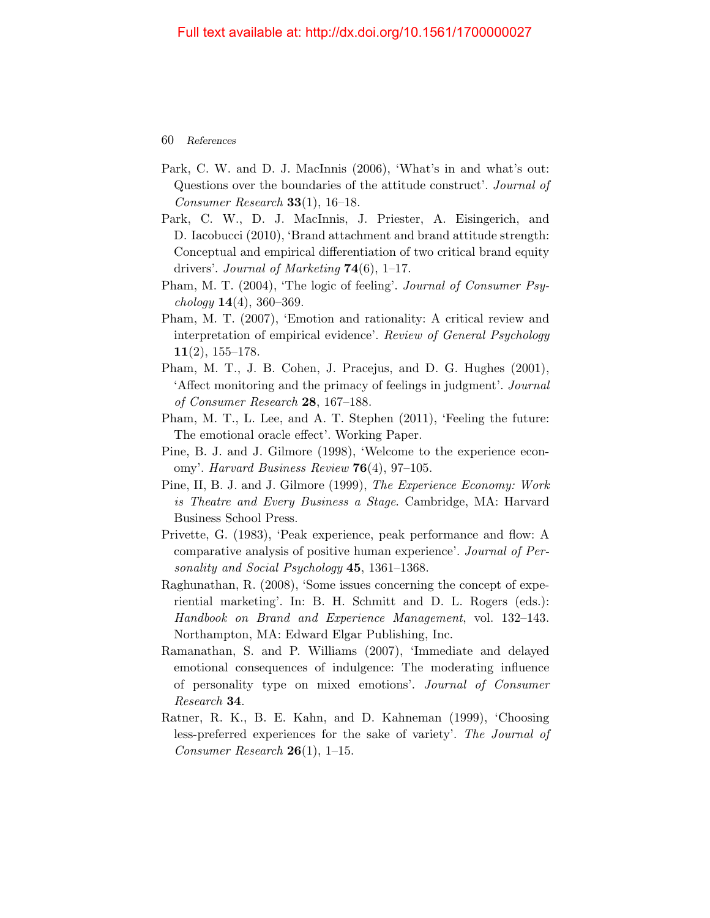Park, C. W. and D. J. MacInnis (2006), 'What's in and what's out: Questions over the boundaries of the attitude construct'. *Journal of Consumer Research* **33**(1), 16–18.

Park, C. W., D. J. MacInnis, J. Priester, A. Eisingerich, and D. Iacobucci (2010), 'Brand attachment and brand attitude strength: Conceptual and empirical differentiation of two critical brand equity drivers'. *Journal of Marketing* **74**(6), 1–17.

Pham, M. T. (2004), 'The logic of feeling'. *Journal of Consumer Psychology* **14**(4), 360–369.

Pham, M. T. (2007), 'Emotion and rationality: A critical review and interpretation of empirical evidence'. *Review of General Psychology* **11**(2), 155–178.

Pham, M. T., J. B. Cohen, J. Pracejus, and D. G. Hughes (2001), 'Affect monitoring and the primacy of feelings in judgment'. *Journal of Consumer Research* **28**, 167–188.

Pham, M. T., L. Lee, and A. T. Stephen (2011), 'Feeling the future: The emotional oracle effect'. Working Paper.

Pine, B. J. and J. Gilmore (1998), 'Welcome to the experience economy'. *Harvard Business Review* **76**(4), 97–105.

Pine, II, B. J. and J. Gilmore (1999), *The Experience Economy: Work is Theatre and Every Business a Stage*. Cambridge, MA: Harvard Business School Press.

Privette, G. (1983), 'Peak experience, peak performance and flow: A comparative analysis of positive human experience'. *Journal of Personality and Social Psychology* **45**, 1361–1368.

Raghunathan, R. (2008), 'Some issues concerning the concept of experiential marketing'. In: B. H. Schmitt and D. L. Rogers (eds.): *Handbook on Brand and Experience Management*, vol. 132–143. Northampton, MA: Edward Elgar Publishing, Inc.

Ramanathan, S. and P. Williams (2007), 'Immediate and delayed emotional consequences of indulgence: The moderating influence of personality type on mixed emotions'. *Journal of Consumer Research* **34**.

Ratner, R. K., B. E. Kahn, and D. Kahneman (1999), 'Choosing less-preferred experiences for the sake of variety'. *The Journal of Consumer Research* **26**(1), 1–15.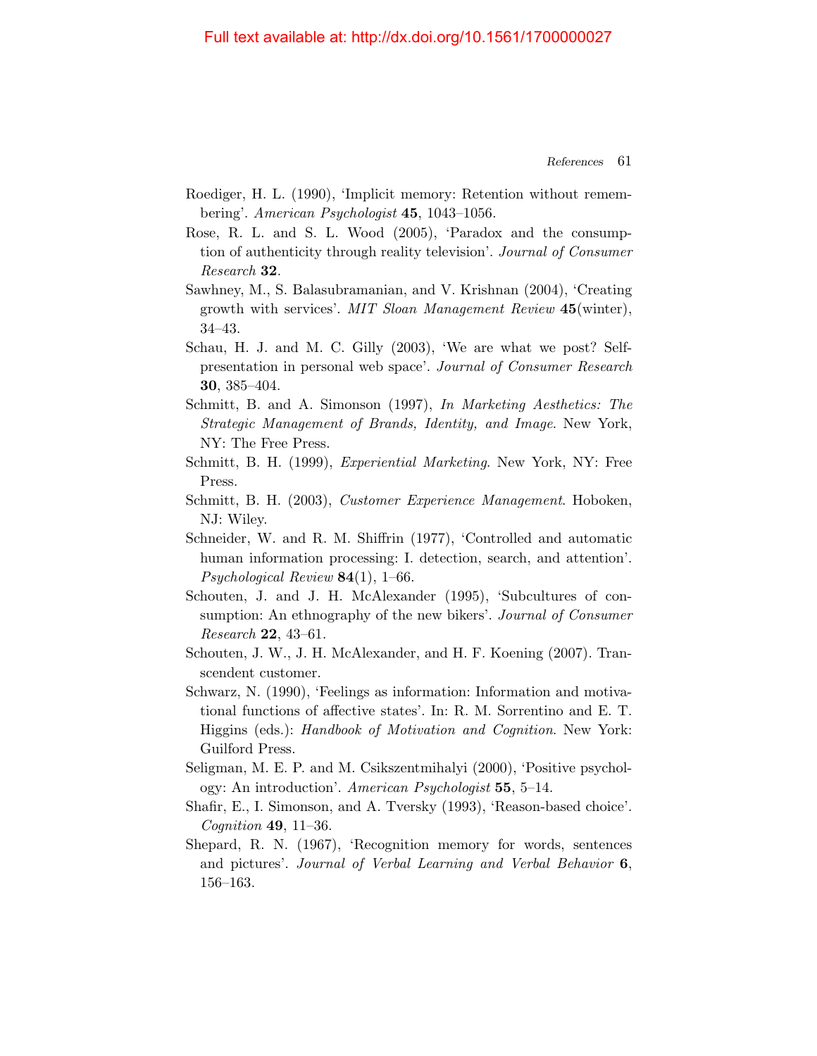Roediger, H. L. (1990), 'Implicit memory: Retention without remembering'. *American Psychologist* **45**, 1043–1056.

Rose, R. L. and S. L. Wood (2005), 'Paradox and the consumption of authenticity through reality television'. *Journal of Consumer Research* **32**.

Sawhney, M., S. Balasubramanian, and V. Krishnan (2004), 'Creating growth with services'. *MIT Sloan Management Review* **45**(winter), 34–43.

Schau, H. J. and M. C. Gilly (2003), 'We are what we post? Self-presentation in personal web space'. *Journal of Consumer Research* **30**, 385–404.

Schmitt, B. and A. Simonson (1997), *In Marketing Aesthetics: The Strategic Management of Brands, Identity, and Image*. New York, NY: The Free Press.

Schmitt, B. H. (1999), *Experiential Marketing*. New York, NY: Free Press.

Schmitt, B. H. (2003), *Customer Experience Management*. Hoboken, NJ: Wiley.

Schneider, W. and R. M. Shiffrin (1977), 'Controlled and automatic human information processing: I. detection, search, and attention'. *Psychological Review* **84**(1), 1–66.

Schouten, J. and J. H. McAlexander (1995), 'Subcultures of consumption: An ethnography of the new bikers'. *Journal of Consumer Research* **22**, 43–61.

Schouten, J. W., J. H. McAlexander, and H. F. Koening (2007). Transcendent customer.

Schwarz, N. (1990), 'Feelings as information: Information and motivational functions of affective states'. In: R. M. Sorrentino and E. T. Higgins (eds.): *Handbook of Motivation and Cognition*. New York: Guilford Press.

Seligman, M. E. P. and M. Csikszentmihalyi (2000), 'Positive psychology: An introduction'. *American Psychologist* **55**, 5–14.

Shafir, E., I. Simonson, and A. Tversky (1993), 'Reason-based choice'. *Cognition* **49**, 11–36.

Shepard, R. N. (1967), 'Recognition memory for words, sentences and pictures'. *Journal of Verbal Learning and Verbal Behavior* **6**, 156–163.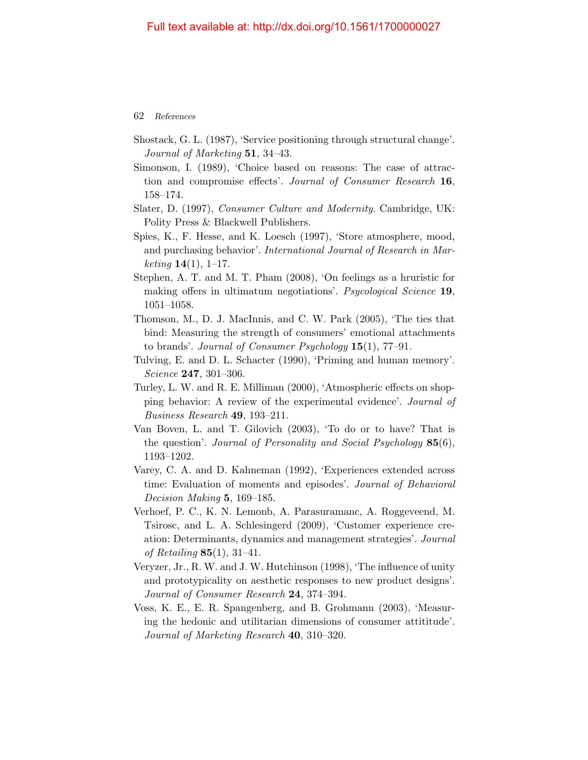Shostack, G. L. (1987), 'Service positioning through structural change'. *Journal of Marketing* **51**, 34–43.

Simonson, I. (1989), 'Choice based on reasons: The case of attraction and compromise effects'. *Journal of Consumer Research* **16**, 158–174.

Slater, D. (1997), *Consumer Culture and Modernity*. Cambridge, UK: Polity Press & Blackwell Publishers.

Spies, K., F. Hesse, and K. Loesch (1997), 'Store atmosphere, mood, and purchasing behavior'. *International Journal of Research in Marketing* **14**(1), 1–17.

Stephen, A. T. and M. T. Pham (2008), 'On feelings as a hruristic for making offers in ultimatum negotiations'. *Psycological Science* **19**, 1051–1058.

Thomson, M., D. J. MacInnis, and C. W. Park (2005), 'The ties that bind: Measuring the strength of consumers' emotional attachments to brands'. *Journal of Consumer Psychology* **15**(1), 77–91.

Tulving, E. and D. L. Schacter (1990), 'Priming and human memory'. *Science* **247**, 301–306.

Turley, L. W. and R. E. Milliman (2000), 'Atmospheric effects on shopping behavior: A review of the experimental evidence'. *Journal of Business Research* **49**, 193–211.

Van Boven, L. and T. Gilovich (2003), 'To do or to have? That is the question'. *Journal of Personality and Social Psychology* **85**(6), 1193–1202.

Varey, C. A. and D. Kahneman (1992), 'Experiences extended across time: Evaluation of moments and episodes'. *Journal of Behavioral Decision Making* **5**, 169–185.

Verhoef, P. C., K. N. Lemonb, A. Parasuramanc, A. Roggeveend, M. Tsirosc, and L. A. Schlesingerd (2009), 'Customer experience creation: Determinants, dynamics and management strategies'. *Journal of Retailing* **85**(1), 31–41.

Veryzer, Jr., R. W. and J. W. Hutchinson (1998), 'The influence of unity and prototypicality on aesthetic responses to new product designs'. *Journal of Consumer Research* **24**, 374–394.

Voss, K. E., E. R. Spangenberg, and B. Grohmann (2003), 'Measuring the hedonic and utilitarian dimensions of consumer attititude'. *Journal of Marketing Research* **40**, 310–320.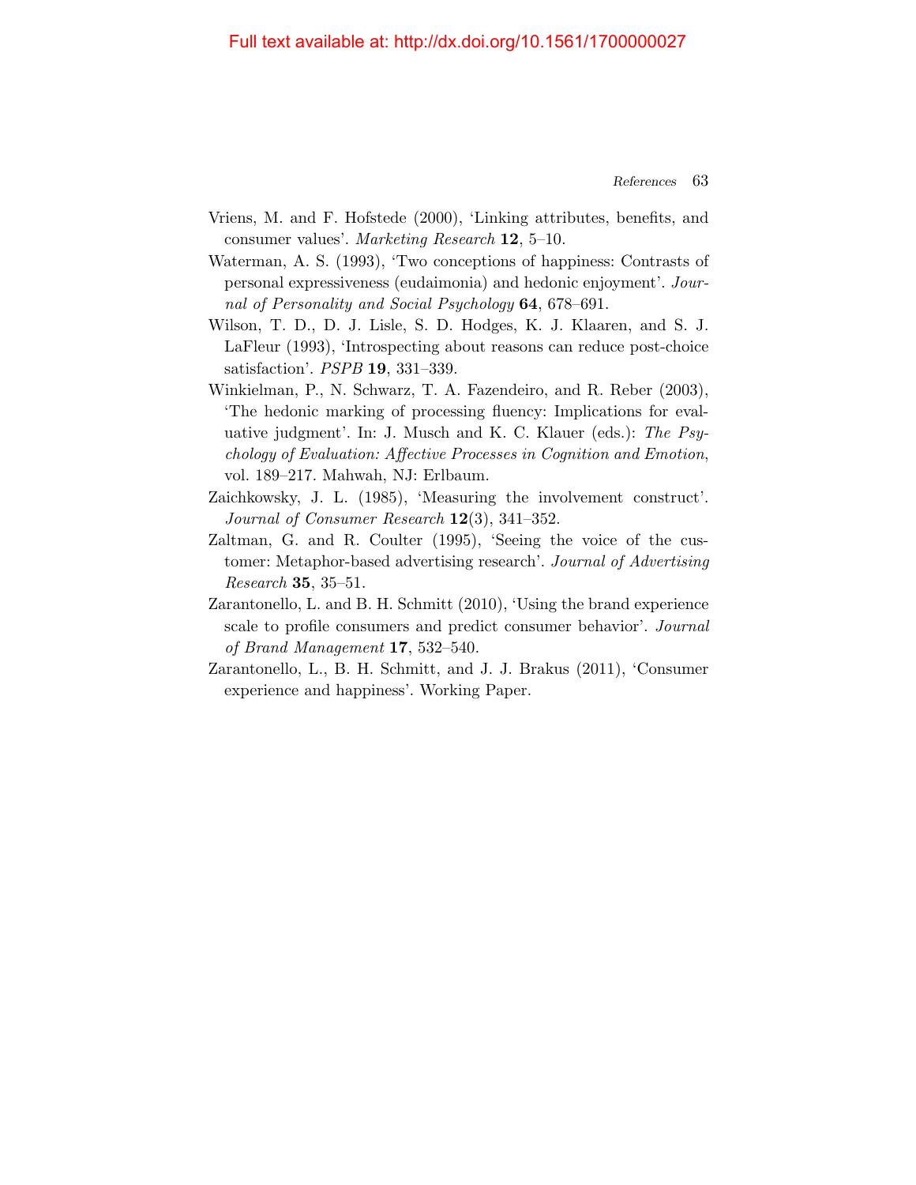Vriens, M. and F. Hofstede (2000), 'Linking attributes, benefits, and consumer values'. *Marketing Research* **12**, 5–10.

Waterman, A. S. (1993), 'Two conceptions of happiness: Contrasts of personal expressiveness (eudaimonia) and hedonic enjoyment'. *Journal of Personality and Social Psychology* **64**, 678–691.

Wilson, T. D., D. J. Lisle, S. D. Hodges, K. J. Klaaren, and S. J. LaFleur (1993), 'Introspecting about reasons can reduce post-choice satisfaction'. *PSPB* **19**, 331–339.

Winkielman, P., N. Schwarz, T. A. Fazendeiro, and R. Reber (2003), 'The hedonic marking of processing fluency: Implications for evaluative judgment'. In: J. Musch and K. C. Klauer (eds.): *The Psychology of Evaluation: Affective Processes in Cognition and Emotion*, vol. 189–217. Mahwah, NJ: Erlbaum.

Zaichkowsky, J. L. (1985), 'Measuring the involvement construct'. *Journal of Consumer Research* **12**(3), 341–352.

Zaltman, G. and R. Coulter (1995), 'Seeing the voice of the customer: Metaphor-based advertising research'. *Journal of Advertising Research* **35**, 35–51.

Zarantonello, L. and B. H. Schmitt (2010), 'Using the brand experience scale to profile consumers and predict consumer behavior'. *Journal of Brand Management* **17**, 532–540.

Zarantonello, L., B. H. Schmitt, and J. J. Brakus (2011), 'Consumer experience and happiness'. Working Paper.